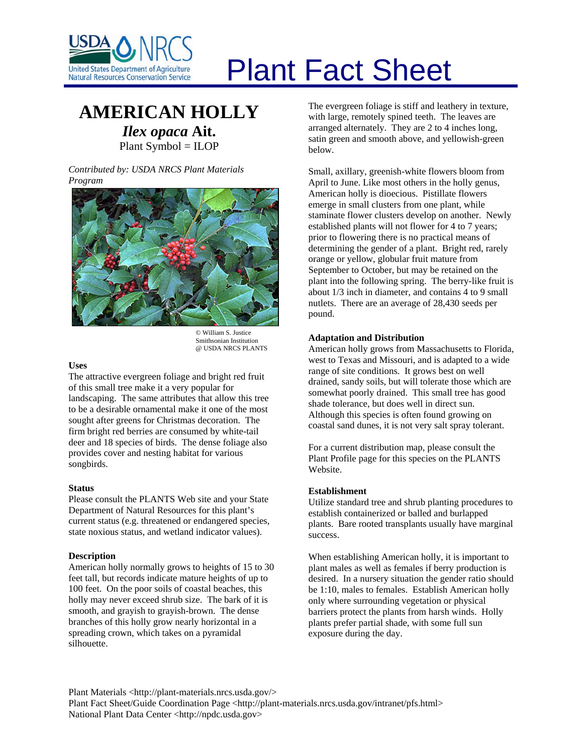# Plant Fact Sheet

## AMERICAN HOLLY

### *Ilex opaca* Ait.

Plant Symbol = ILOP

*Contributed by: USDA NRCS Plant Materials Program*

© William S. Justice
Smithsonian Institution
@ USDA NRCS PLANTS

### Uses

The attractive evergreen foliage and bright red fruit of this small tree make it a very popular for landscaping. The same attributes that allow this tree to be a desirable ornamental make it one of the most sought after greens for Christmas decoration. The firm bright red berries are consumed by white-tail deer and 18 species of birds. The dense foliage also provides cover and nesting habitat for various songbirds.

### Status

Please consult the PLANTS Web site and your State Department of Natural Resources for this plant's current status (e.g. threatened or endangered species, state noxious status, and wetland indicator values).

### Description

American holly normally grows to heights of 15 to 30 feet tall, but records indicate mature heights of up to 100 feet. On the poor soils of coastal beaches, this holly may never exceed shrub size. The bark of it is smooth, and grayish to grayish-brown. The dense branches of this holly grow nearly horizontal in a spreading crown, which takes on a pyramidal silhouette.

The evergreen foliage is stiff and leathery in texture, with large, remotely spined teeth. The leaves are arranged alternately. They are 2 to 4 inches long, satin green and smooth above, and yellowish-green below.

Small, axillary, greenish-white flowers bloom from April to June. Like most others in the holly genus, American holly is dioecious. Pistillate flowers emerge in small clusters from one plant, while staminate flower clusters develop on another. Newly established plants will not flower for 4 to 7 years; prior to flowering there is no practical means of determining the gender of a plant. Bright red, rarely orange or yellow, globular fruit mature from September to October, but may be retained on the plant into the following spring. The berry-like fruit is about 1/3 inch in diameter, and contains 4 to 9 small nutlets. There are an average of 28,430 seeds per pound.

### Adaptation and Distribution

American holly grows from Massachusetts to Florida, west to Texas and Missouri, and is adapted to a wide range of site conditions. It grows best on well drained, sandy soils, but will tolerate those which are somewhat poorly drained. This small tree has good shade tolerance, but does well in direct sun. Although this species is often found growing on coastal sand dunes, it is not very salt spray tolerant.

For a current distribution map, please consult the Plant Profile page for this species on the PLANTS Website.

### Establishment

Utilize standard tree and shrub planting procedures to establish containerized or balled and burlapped plants. Bare rooted transplants usually have marginal success.

When establishing American holly, it is important to plant males as well as females if berry production is desired. In a nursery situation the gender ratio should be 1:10, males to females. Establish American holly only where surrounding vegetation or physical barriers protect the plants from harsh winds. Holly plants prefer partial shade, with some full sun exposure during the day.

Plant Materials <http://plant-materials.nrcs.usda.gov/>
Plant Fact Sheet/Guide Coordination Page <http://plant-materials.nrcs.usda.gov/intranet/pfs.html>
National Plant Data Center <http://npdc.usda.gov>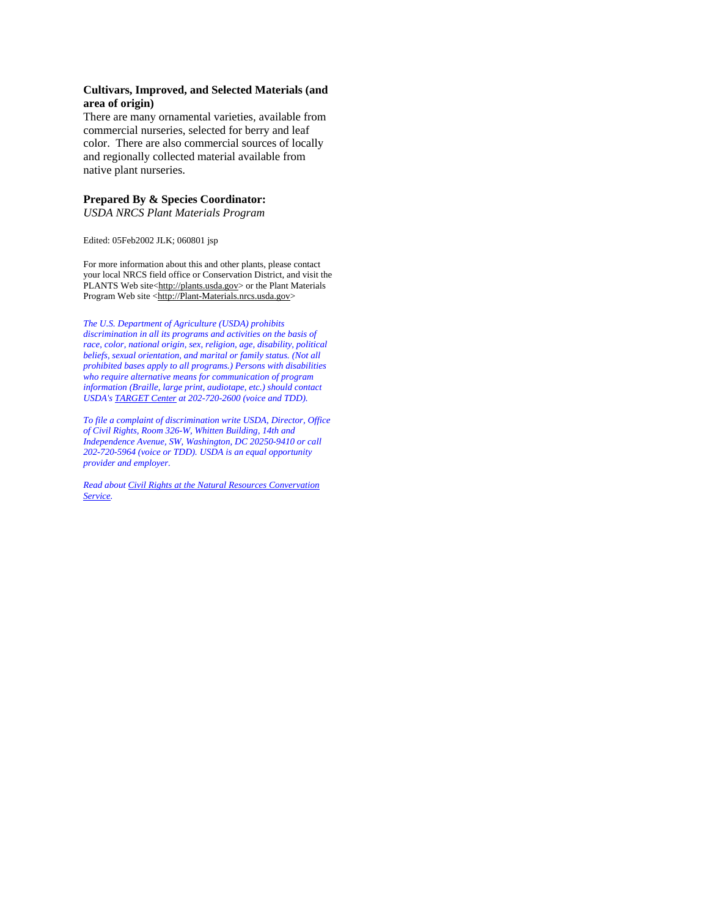**Cultivars, Improved, and Selected Materials (and area of origin)**

There are many ornamental varieties, available from commercial nurseries, selected for berry and leaf color. There are also commercial sources of locally and regionally collected material available from native plant nurseries.

**Prepared By & Species Coordinator:**

*USDA NRCS Plant Materials Program*

Edited: 05Feb2002 JLK; 060801 jsp

For more information about this and other plants, please contact your local NRCS field office or Conservation District, and visit the PLANTS Web site<http://plants.usda.gov> or the Plant Materials Program Web site <http://Plant-Materials.nrcs.usda.gov>

*The U.S. Department of Agriculture (USDA) prohibits discrimination in all its programs and activities on the basis of race, color, national origin, sex, religion, age, disability, political beliefs, sexual orientation, and marital or family status. (Not all prohibited bases apply to all programs.) Persons with disabilities who require alternative means for communication of program information (Braille, large print, audiotape, etc.) should contact USDA's TARGET Center at 202-720-2600 (voice and TDD).*

*To file a complaint of discrimination write USDA, Director, Office of Civil Rights, Room 326-W, Whitten Building, 14th and Independence Avenue, SW, Washington, DC 20250-9410 or call 202-720-5964 (voice or TDD). USDA is an equal opportunity provider and employer.*

*Read about Civil Rights at the Natural Resources Convervation Service.*